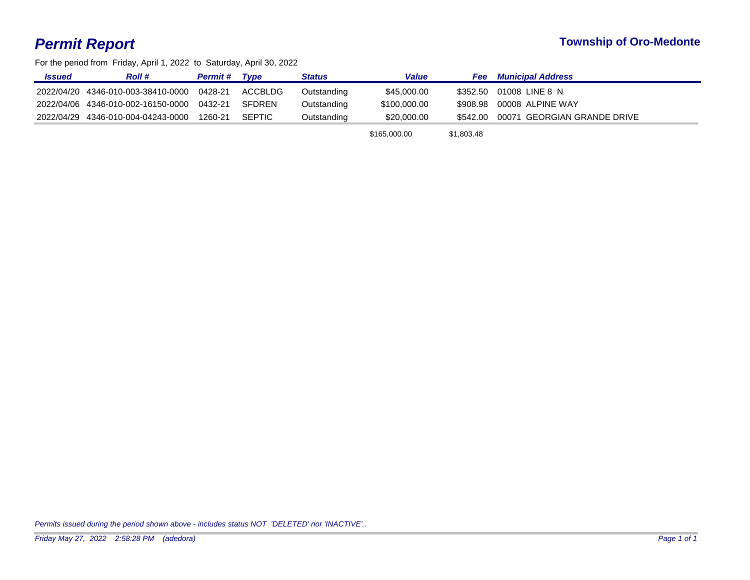# Permit Report

**Township of Oro-Medonte**

For the period from Friday, April 1, 2022 to Saturday, April 30, 2022

| Issued | Roll # | Permit # | Type | Status | Value | Fee | Municipal Address |
|---|---|---|---|---|---|---|---|
| 2022/04/20 | 4346-010-003-38410-0000 | 0428-21 | ACCBLDG | Outstanding | $45,000.00 | $352.50 | 01008 LINE 8 N |
| 2022/04/06 | 4346-010-002-16150-0000 | 0432-21 | SFDREN | Outstanding | $100,000.00 | $908.98 | 00008 ALPINE WAY |
| 2022/04/29 | 4346-010-004-04243-0000 | 1260-21 | SEPTIC | Outstanding | $20,000.00 | $542.00 | 00071 GEORGIAN GRANDE DRIVE |
| | | | | | $165,000.00 | $1,803.48 | |

*Permits issued during the period shown above - includes status NOT 'DELETED' nor 'INACTIVE'..*

*Friday May 27, 2022 2:58:28 PM (adedora)*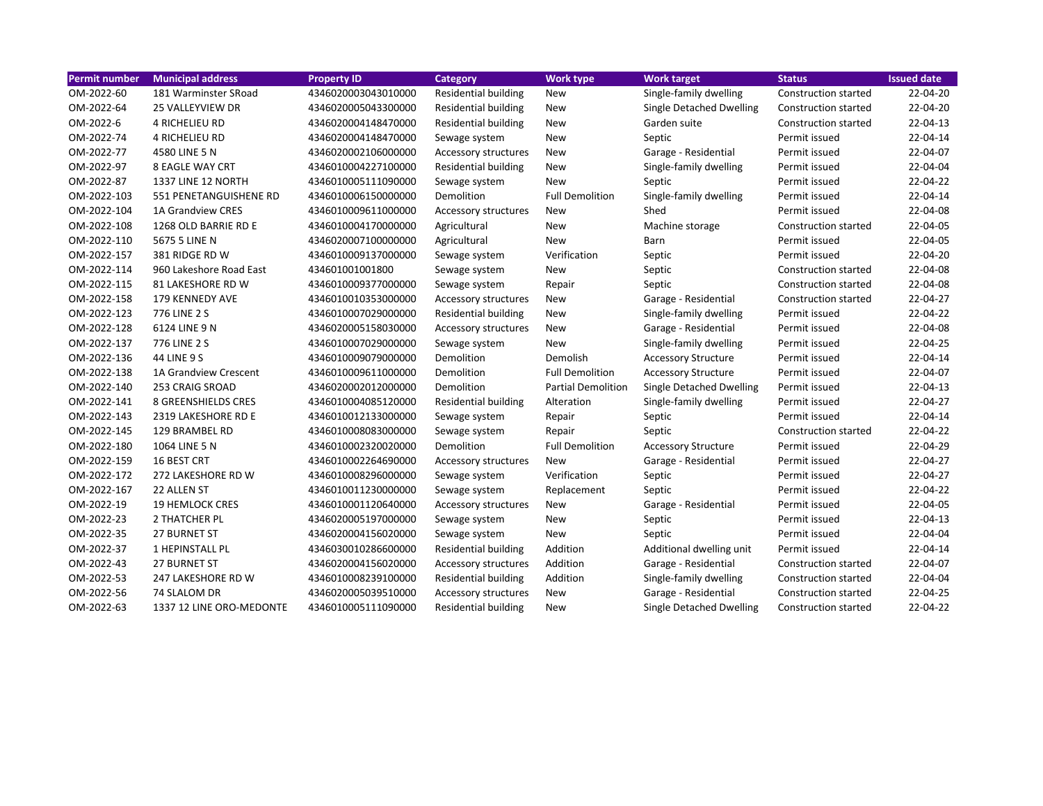| Permit number | Municipal address | Property ID | Category | Work type | Work target | Status | Issued date |
|---|---|---|---|---|---|---|---|
| OM-2022-60 | 181 Warminster SRoad | 4346020003043010000 | Residential building | New | Single-family dwelling | Construction started | 22-04-20 |
| OM-2022-64 | 25 VALLEYVIEW DR | 4346020005043300000 | Residential building | New | Single Detached Dwelling | Construction started | 22-04-20 |
| OM-2022-6 | 4 RICHELIEU RD | 4346020004148470000 | Residential building | New | Garden suite | Construction started | 22-04-13 |
| OM-2022-74 | 4 RICHELIEU RD | 4346020004148470000 | Sewage system | New | Septic | Permit issued | 22-04-14 |
| OM-2022-77 | 4580 LINE 5 N | 4346020002106000000 | Accessory structures | New | Garage - Residential | Permit issued | 22-04-07 |
| OM-2022-97 | 8 EAGLE WAY CRT | 4346010004227100000 | Residential building | New | Single-family dwelling | Permit issued | 22-04-04 |
| OM-2022-87 | 1337 LINE 12 NORTH | 4346010005111090000 | Sewage system | New | Septic | Permit issued | 22-04-22 |
| OM-2022-103 | 551 PENETANGUISHENE RD | 4346010006150000000 | Demolition | Full Demolition | Single-family dwelling | Permit issued | 22-04-14 |
| OM-2022-104 | 1A Grandview CRES | 4346010009611000000 | Accessory structures | New | Shed | Permit issued | 22-04-08 |
| OM-2022-108 | 1268 OLD BARRIE RD E | 4346010004170000000 | Agricultural | New | Machine storage | Construction started | 22-04-05 |
| OM-2022-110 | 5675 5 LINE N | 4346020007100000000 | Agricultural | New | Barn | Permit issued | 22-04-05 |
| OM-2022-157 | 381 RIDGE RD W | 4346010009137000000 | Sewage system | Verification | Septic | Permit issued | 22-04-20 |
| OM-2022-114 | 960 Lakeshore Road East | 434601001001800 | Sewage system | New | Septic | Construction started | 22-04-08 |
| OM-2022-115 | 81 LAKESHORE RD W | 4346010009377000000 | Sewage system | Repair | Septic | Construction started | 22-04-08 |
| OM-2022-158 | 179 KENNEDY AVE | 4346010010353000000 | Accessory structures | New | Garage - Residential | Construction started | 22-04-27 |
| OM-2022-123 | 776 LINE 2 S | 4346010007029000000 | Residential building | New | Single-family dwelling | Permit issued | 22-04-22 |
| OM-2022-128 | 6124 LINE 9 N | 4346020005158030000 | Accessory structures | New | Garage - Residential | Permit issued | 22-04-08 |
| OM-2022-137 | 776 LINE 2 S | 4346010007029000000 | Sewage system | New | Single-family dwelling | Permit issued | 22-04-25 |
| OM-2022-136 | 44 LINE 9 S | 4346010009079000000 | Demolition | Demolish | Accessory Structure | Permit issued | 22-04-14 |
| OM-2022-138 | 1A Grandview Crescent | 4346010009611000000 | Demolition | Full Demolition | Accessory Structure | Permit issued | 22-04-07 |
| OM-2022-140 | 253 CRAIG SROAD | 4346020002012000000 | Demolition | Partial Demolition | Single Detached Dwelling | Permit issued | 22-04-13 |
| OM-2022-141 | 8 GREENSHIELDS CRES | 4346010004085120000 | Residential building | Alteration | Single-family dwelling | Permit issued | 22-04-27 |
| OM-2022-143 | 2319 LAKESHORE RD E | 4346010012133000000 | Sewage system | Repair | Septic | Permit issued | 22-04-14 |
| OM-2022-145 | 129 BRAMBEL RD | 4346010008083000000 | Sewage system | Repair | Septic | Construction started | 22-04-22 |
| OM-2022-180 | 1064 LINE 5 N | 4346010002320020000 | Demolition | Full Demolition | Accessory Structure | Permit issued | 22-04-29 |
| OM-2022-159 | 16 BEST CRT | 4346010002264690000 | Accessory structures | New | Garage - Residential | Permit issued | 22-04-27 |
| OM-2022-172 | 272 LAKESHORE RD W | 4346010008296000000 | Sewage system | Verification | Septic | Permit issued | 22-04-27 |
| OM-2022-167 | 22 ALLEN ST | 4346010011230000000 | Sewage system | Replacement | Septic | Permit issued | 22-04-22 |
| OM-2022-19 | 19 HEMLOCK CRES | 4346010001120640000 | Accessory structures | New | Garage - Residential | Permit issued | 22-04-05 |
| OM-2022-23 | 2 THATCHER PL | 4346020005197000000 | Sewage system | New | Septic | Permit issued | 22-04-13 |
| OM-2022-35 | 27 BURNET ST | 4346020004156020000 | Sewage system | New | Septic | Permit issued | 22-04-04 |
| OM-2022-37 | 1 HEPINSTALL PL | 4346030010286600000 | Residential building | Addition | Additional dwelling unit | Permit issued | 22-04-14 |
| OM-2022-43 | 27 BURNET ST | 4346020004156020000 | Accessory structures | Addition | Garage - Residential | Construction started | 22-04-07 |
| OM-2022-53 | 247 LAKESHORE RD W | 4346010008239100000 | Residential building | Addition | Single-family dwelling | Construction started | 22-04-04 |
| OM-2022-56 | 74 SLALOM DR | 4346020005039510000 | Accessory structures | New | Garage - Residential | Construction started | 22-04-25 |
| OM-2022-63 | 1337 12 LINE ORO-MEDONTE | 4346010005111090000 | Residential building | New | Single Detached Dwelling | Construction started | 22-04-22 |